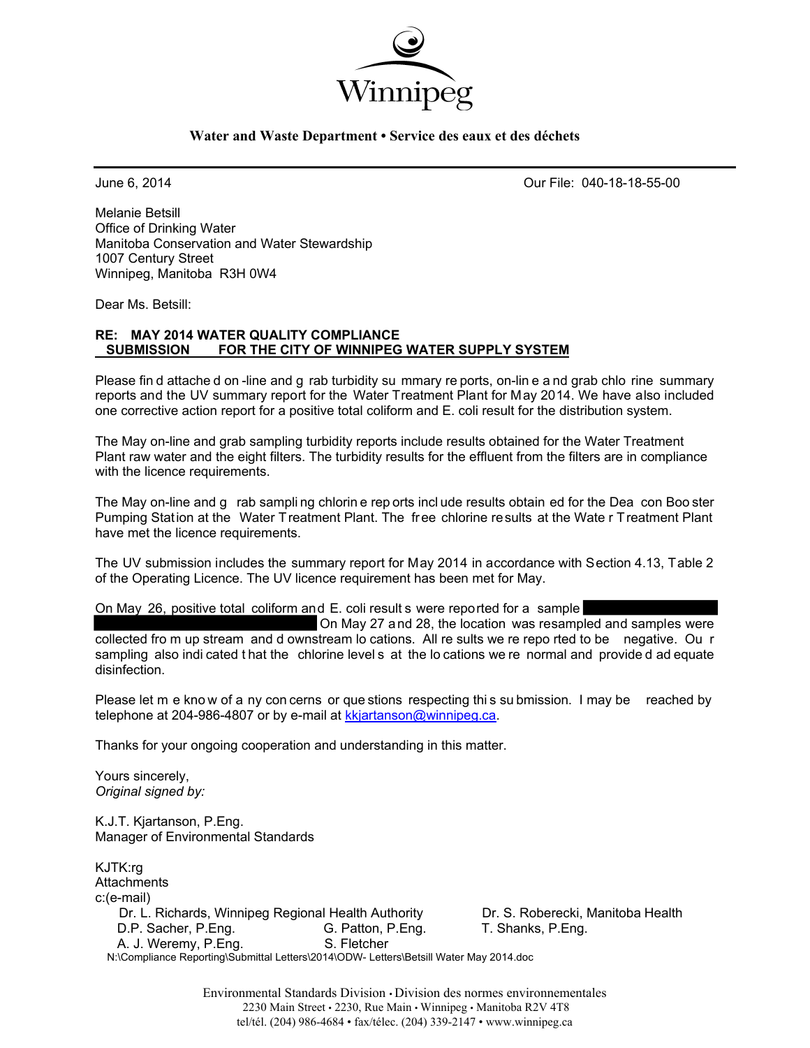Winnipeg

**Water and Waste Department • Service des eaux et des déchets**

June 6, 2014 Our File: 040-18-18-55-00

Melanie Betsill
Office of Drinking Water
Manitoba Conservation and Water Stewardship
1007 Century Street
Winnipeg, Manitoba R3H 0W4

Dear Ms. Betsill:

**RE: MAY 2014 WATER QUALITY COMPLIANCE SUBMISSION FOR THE CITY OF WINNIPEG WATER SUPPLY SYSTEM**

Please find attached on-line and grab turbidity summary reports, on-line and grab chlorine summary reports and the UV summary report for the Water Treatment Plant for May 2014. We have also included one corrective action report for a positive total coliform and E. coli result for the distribution system.

The May on-line and grab sampling turbidity reports include results obtained for the Water Treatment Plant raw water and the eight filters. The turbidity results for the effluent from the filters are in compliance with the licence requirements.

The May on-line and grab sampling chlorine reports include results obtained for the Deacon Booster Pumping Station at the Water Treatment Plant. The free chlorine results at the Water Treatment Plant have met the licence requirements.

The UV submission includes the summary report for May 2014 in accordance with Section 4.13, Table 2 of the Operating Licence. The UV licence requirement has been met for May.

On May 26, positive total coliform and E. coli results were reported for a sample [REDACTED] On May 27 and 28, the location was resampled and samples were collected from upstream and downstream locations. All results were reported to be negative. Our sampling also indicated that the chlorine levels at the locations were normal and provided adequate disinfection.

Please let me know of any concerns or questions respecting this submission. I may be reached by telephone at 204-986-4807 or by e-mail at kkjartanson@winnipeg.ca.

Thanks for your ongoing cooperation and understanding in this matter.

Yours sincerely,
*Original signed by:*

K.J.T. Kjartanson, P.Eng.
Manager of Environmental Standards

KJTK:rg
Attachments
c:(e-mail)
Dr. L. Richards, Winnipeg Regional Health Authority
Dr. S. Roberecki, Manitoba Health
D.P. Sacher, P.Eng.
G. Patton, P.Eng.
T. Shanks, P.Eng.
A. J. Weremy, P.Eng.
S. Fletcher

N:\Compliance Reporting\Submittal Letters\2014\ODW- Letters\Betsill Water May 2014.doc

Environmental Standards Division • Division des normes environnementales
2230 Main Street • 2230, Rue Main • Winnipeg • Manitoba R2V 4T8
tel/tél. (204) 986-4684 • fax/télec. (204) 339-2147 • www.winnipeg.ca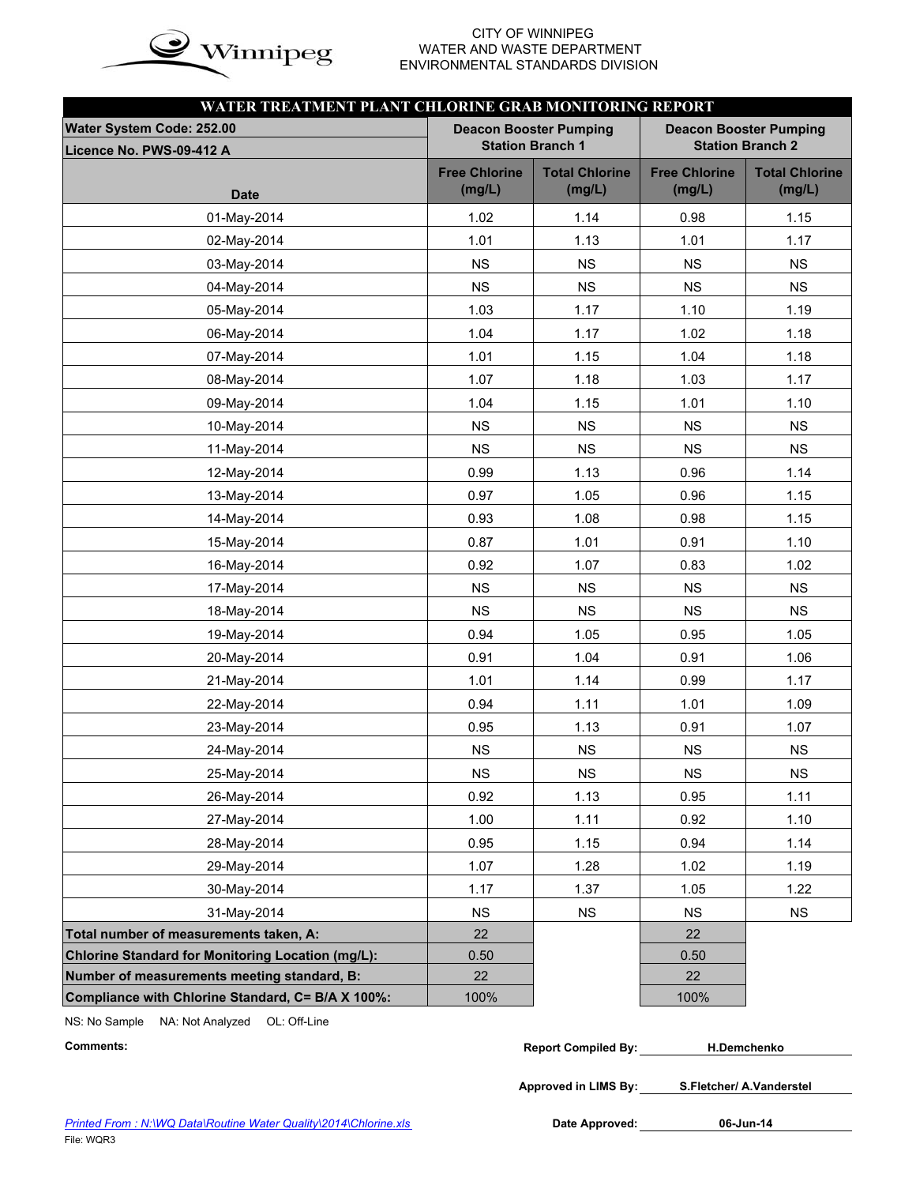CITY OF WINNIPEG
WATER AND WASTE DEPARTMENT
ENVIRONMENTAL STANDARDS DIVISION

## WATER TREATMENT PLANT CHLORINE GRAB MONITORING REPORT

| Water System Code: 252.00<br>Licence No. PWS-09-412 A | Deacon Booster Pumping Station Branch 1 | | Deacon Booster Pumping Station Branch 2 | |
|---|---|---|---|---|
| Date | Free Chlorine (mg/L) | Total Chlorine (mg/L) | Free Chlorine (mg/L) | Total Chlorine (mg/L) |
| 01-May-2014 | 1.02 | 1.14 | 0.98 | 1.15 |
| 02-May-2014 | 1.01 | 1.13 | 1.01 | 1.17 |
| 03-May-2014 | NS | NS | NS | NS |
| 04-May-2014 | NS | NS | NS | NS |
| 05-May-2014 | 1.03 | 1.17 | 1.10 | 1.19 |
| 06-May-2014 | 1.04 | 1.17 | 1.02 | 1.18 |
| 07-May-2014 | 1.01 | 1.15 | 1.04 | 1.18 |
| 08-May-2014 | 1.07 | 1.18 | 1.03 | 1.17 |
| 09-May-2014 | 1.04 | 1.15 | 1.01 | 1.10 |
| 10-May-2014 | NS | NS | NS | NS |
| 11-May-2014 | NS | NS | NS | NS |
| 12-May-2014 | 0.99 | 1.13 | 0.96 | 1.14 |
| 13-May-2014 | 0.97 | 1.05 | 0.96 | 1.15 |
| 14-May-2014 | 0.93 | 1.08 | 0.98 | 1.15 |
| 15-May-2014 | 0.87 | 1.01 | 0.91 | 1.10 |
| 16-May-2014 | 0.92 | 1.07 | 0.83 | 1.02 |
| 17-May-2014 | NS | NS | NS | NS |
| 18-May-2014 | NS | NS | NS | NS |
| 19-May-2014 | 0.94 | 1.05 | 0.95 | 1.05 |
| 20-May-2014 | 0.91 | 1.04 | 0.91 | 1.06 |
| 21-May-2014 | 1.01 | 1.14 | 0.99 | 1.17 |
| 22-May-2014 | 0.94 | 1.11 | 1.01 | 1.09 |
| 23-May-2014 | 0.95 | 1.13 | 0.91 | 1.07 |
| 24-May-2014 | NS | NS | NS | NS |
| 25-May-2014 | NS | NS | NS | NS |
| 26-May-2014 | 0.92 | 1.13 | 0.95 | 1.11 |
| 27-May-2014 | 1.00 | 1.11 | 0.92 | 1.10 |
| 28-May-2014 | 0.95 | 1.15 | 0.94 | 1.14 |
| 29-May-2014 | 1.07 | 1.28 | 1.02 | 1.19 |
| 30-May-2014 | 1.17 | 1.37 | 1.05 | 1.22 |
| 31-May-2014 | NS | NS | NS | NS |
| **Total number of measurements taken, A:** | 22 | | 22 | |
| **Chlorine Standard for Monitoring Location (mg/L):** | 0.50 | | 0.50 | |
| **Number of measurements meeting standard, B:** | 22 | | 22 | |
| **Compliance with Chlorine Standard, C= B/A X 100%:** | 100% | | 100% | |

NS: No Sample NA: Not Analyzed OL: Off-Line

**Comments:**

**Report Compiled By:** H.Demchenko

**Approved in LIMS By:** S.Fletcher/ A.Vanderstel

**Date Approved:** 06-Jun-14

*Printed From : N:\WQ Data\Routine Water Quality\2014\Chlorine.xls*

File: WQR3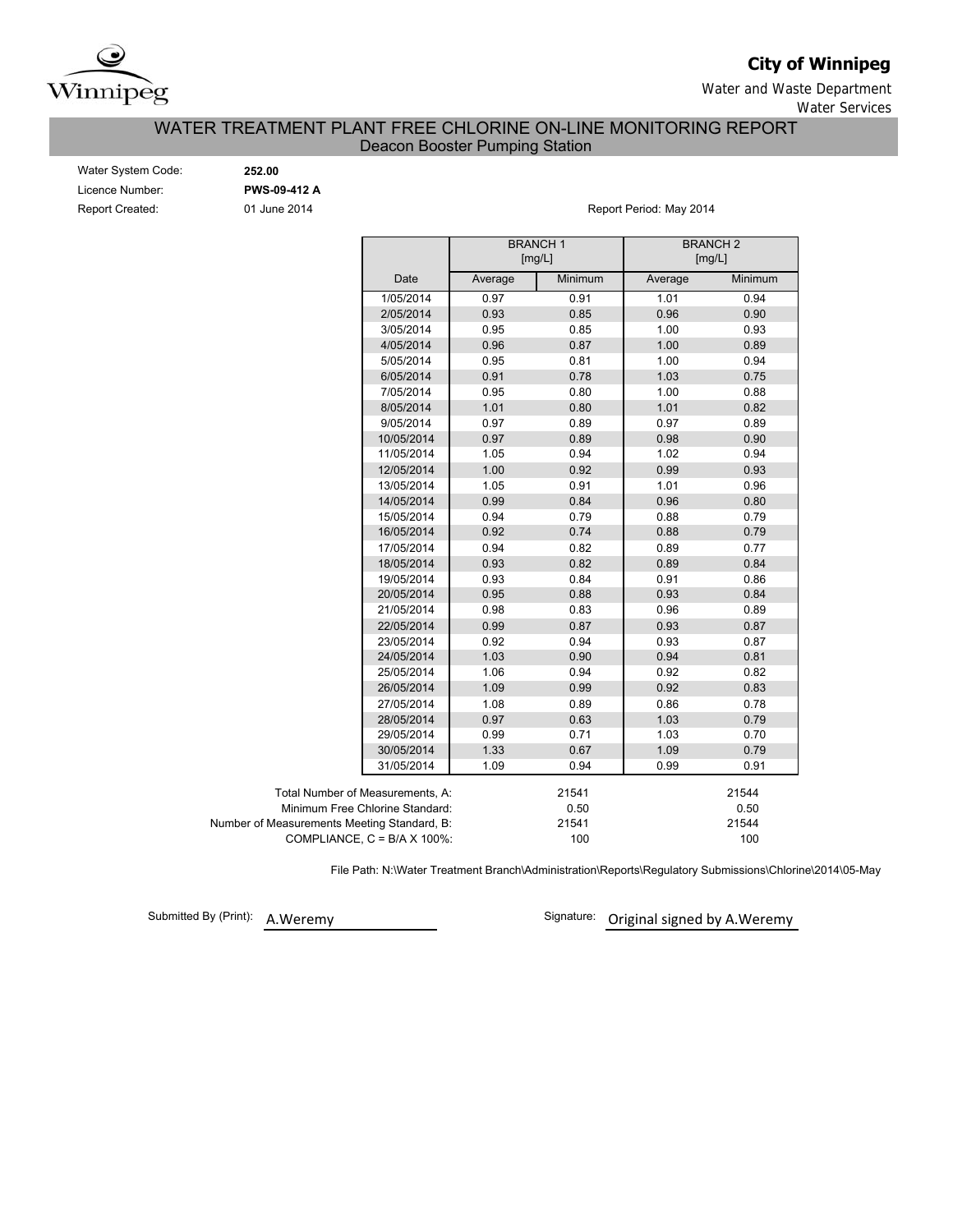Winnipeg

**City of Winnipeg**

Water and Waste Department

Water Services

## WATER TREATMENT PLANT FREE CHLORINE ON-LINE MONITORING REPORT

### Deacon Booster Pumping Station

Water System Code: **252.00**

Licence Number: **PWS-09-412 A**

Report Created: 01 June 2014

Report Period: May 2014

| | BRANCH 1 [mg/L] | | BRANCH 2 [mg/L] | |
|---|---|---|---|---|
| Date | Average | Minimum | Average | Minimum |
| 1/05/2014 | 0.97 | 0.91 | 1.01 | 0.94 |
| 2/05/2014 | 0.93 | 0.85 | 0.96 | 0.90 |
| 3/05/2014 | 0.95 | 0.85 | 1.00 | 0.93 |
| 4/05/2014 | 0.96 | 0.87 | 1.00 | 0.89 |
| 5/05/2014 | 0.95 | 0.81 | 1.00 | 0.94 |
| 6/05/2014 | 0.91 | 0.78 | 1.03 | 0.75 |
| 7/05/2014 | 0.95 | 0.80 | 1.00 | 0.88 |
| 8/05/2014 | 1.01 | 0.80 | 1.01 | 0.82 |
| 9/05/2014 | 0.97 | 0.89 | 0.97 | 0.89 |
| 10/05/2014 | 0.97 | 0.89 | 0.98 | 0.90 |
| 11/05/2014 | 1.05 | 0.94 | 1.02 | 0.94 |
| 12/05/2014 | 1.00 | 0.92 | 0.99 | 0.93 |
| 13/05/2014 | 1.05 | 0.91 | 1.01 | 0.96 |
| 14/05/2014 | 0.99 | 0.84 | 0.96 | 0.80 |
| 15/05/2014 | 0.94 | 0.79 | 0.88 | 0.79 |
| 16/05/2014 | 0.92 | 0.74 | 0.88 | 0.79 |
| 17/05/2014 | 0.94 | 0.82 | 0.89 | 0.77 |
| 18/05/2014 | 0.93 | 0.82 | 0.89 | 0.84 |
| 19/05/2014 | 0.93 | 0.84 | 0.91 | 0.86 |
| 20/05/2014 | 0.95 | 0.88 | 0.93 | 0.84 |
| 21/05/2014 | 0.98 | 0.83 | 0.96 | 0.89 |
| 22/05/2014 | 0.99 | 0.87 | 0.93 | 0.87 |
| 23/05/2014 | 0.92 | 0.94 | 0.93 | 0.87 |
| 24/05/2014 | 1.03 | 0.90 | 0.94 | 0.81 |
| 25/05/2014 | 1.06 | 0.94 | 0.92 | 0.82 |
| 26/05/2014 | 1.09 | 0.99 | 0.92 | 0.83 |
| 27/05/2014 | 1.08 | 0.89 | 0.86 | 0.78 |
| 28/05/2014 | 0.97 | 0.63 | 1.03 | 0.79 |
| 29/05/2014 | 0.99 | 0.71 | 1.03 | 0.70 |
| 30/05/2014 | 1.33 | 0.67 | 1.09 | 0.79 |
| 31/05/2014 | 1.09 | 0.94 | 0.99 | 0.91 |

| | Branch 1 | Branch 2 |
|---|---|---|
| Total Number of Measurements, A: | 21541 | 21544 |
| Minimum Free Chlorine Standard: | 0.50 | 0.50 |
| Number of Measurements Meeting Standard, B: | 21541 | 21544 |
| COMPLIANCE, C = B/A X 100%: | 100 | 100 |

File Path: N:\Water Treatment Branch\Administration\Reports\Regulatory Submissions\Chlorine\2014\05-May

Submitted By (Print): A.Weremy

Signature: Original signed by A.Weremy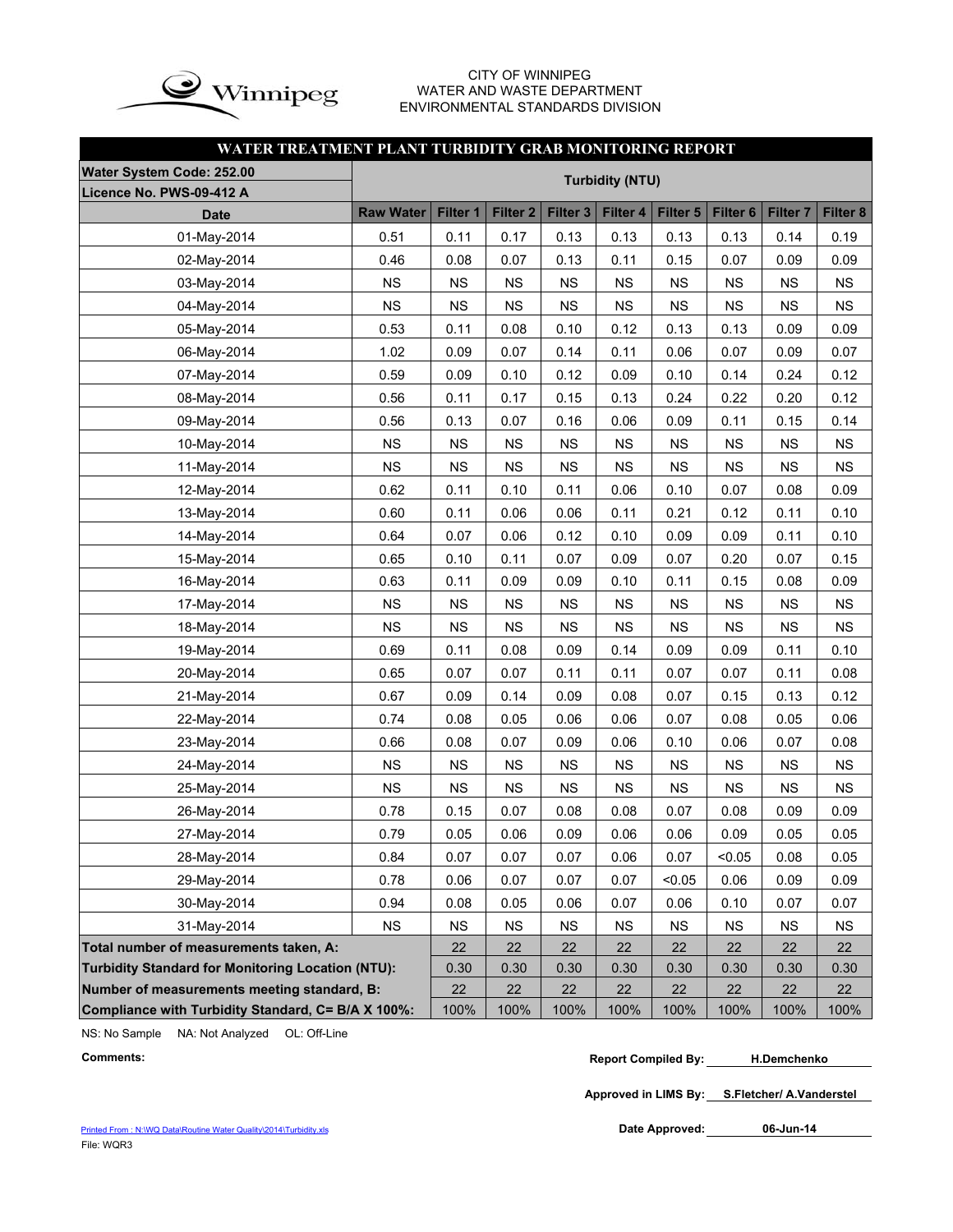CITY OF WINNIPEG
WATER AND WASTE DEPARTMENT
ENVIRONMENTAL STANDARDS DIVISION

## WATER TREATMENT PLANT TURBIDITY GRAB MONITORING REPORT

| Water System Code: 252.00<br>Licence No. PWS-09-412 A | Turbidity (NTU) | | | | | | | | |
|---|---|---|---|---|---|---|---|---|---|
| Date | Raw Water | Filter 1 | Filter 2 | Filter 3 | Filter 4 | Filter 5 | Filter 6 | Filter 7 | Filter 8 |
| 01-May-2014 | 0.51 | 0.11 | 0.17 | 0.13 | 0.13 | 0.13 | 0.13 | 0.14 | 0.19 |
| 02-May-2014 | 0.46 | 0.08 | 0.07 | 0.13 | 0.11 | 0.15 | 0.07 | 0.09 | 0.09 |
| 03-May-2014 | NS | NS | NS | NS | NS | NS | NS | NS | NS |
| 04-May-2014 | NS | NS | NS | NS | NS | NS | NS | NS | NS |
| 05-May-2014 | 0.53 | 0.11 | 0.08 | 0.10 | 0.12 | 0.13 | 0.13 | 0.09 | 0.09 |
| 06-May-2014 | 1.02 | 0.09 | 0.07 | 0.14 | 0.11 | 0.06 | 0.07 | 0.09 | 0.07 |
| 07-May-2014 | 0.59 | 0.09 | 0.10 | 0.12 | 0.09 | 0.10 | 0.14 | 0.24 | 0.12 |
| 08-May-2014 | 0.56 | 0.11 | 0.17 | 0.15 | 0.13 | 0.24 | 0.22 | 0.20 | 0.12 |
| 09-May-2014 | 0.56 | 0.13 | 0.07 | 0.16 | 0.06 | 0.09 | 0.11 | 0.15 | 0.14 |
| 10-May-2014 | NS | NS | NS | NS | NS | NS | NS | NS | NS |
| 11-May-2014 | NS | NS | NS | NS | NS | NS | NS | NS | NS |
| 12-May-2014 | 0.62 | 0.11 | 0.10 | 0.11 | 0.06 | 0.10 | 0.07 | 0.08 | 0.09 |
| 13-May-2014 | 0.60 | 0.11 | 0.06 | 0.06 | 0.11 | 0.21 | 0.12 | 0.11 | 0.10 |
| 14-May-2014 | 0.64 | 0.07 | 0.06 | 0.12 | 0.10 | 0.09 | 0.09 | 0.11 | 0.10 |
| 15-May-2014 | 0.65 | 0.10 | 0.11 | 0.07 | 0.09 | 0.07 | 0.20 | 0.07 | 0.15 |
| 16-May-2014 | 0.63 | 0.11 | 0.09 | 0.09 | 0.10 | 0.11 | 0.15 | 0.08 | 0.09 |
| 17-May-2014 | NS | NS | NS | NS | NS | NS | NS | NS | NS |
| 18-May-2014 | NS | NS | NS | NS | NS | NS | NS | NS | NS |
| 19-May-2014 | 0.69 | 0.11 | 0.08 | 0.09 | 0.14 | 0.09 | 0.09 | 0.11 | 0.10 |
| 20-May-2014 | 0.65 | 0.07 | 0.07 | 0.11 | 0.11 | 0.07 | 0.07 | 0.11 | 0.08 |
| 21-May-2014 | 0.67 | 0.09 | 0.14 | 0.09 | 0.08 | 0.07 | 0.15 | 0.13 | 0.12 |
| 22-May-2014 | 0.74 | 0.08 | 0.05 | 0.06 | 0.06 | 0.07 | 0.08 | 0.05 | 0.06 |
| 23-May-2014 | 0.66 | 0.08 | 0.07 | 0.09 | 0.06 | 0.10 | 0.06 | 0.07 | 0.08 |
| 24-May-2014 | NS | NS | NS | NS | NS | NS | NS | NS | NS |
| 25-May-2014 | NS | NS | NS | NS | NS | NS | NS | NS | NS |
| 26-May-2014 | 0.78 | 0.15 | 0.07 | 0.08 | 0.08 | 0.07 | 0.08 | 0.09 | 0.09 |
| 27-May-2014 | 0.79 | 0.05 | 0.06 | 0.09 | 0.06 | 0.06 | 0.09 | 0.05 | 0.05 |
| 28-May-2014 | 0.84 | 0.07 | 0.07 | 0.07 | 0.06 | 0.07 | <0.05 | 0.08 | 0.05 |
| 29-May-2014 | 0.78 | 0.06 | 0.07 | 0.07 | 0.07 | <0.05 | 0.06 | 0.09 | 0.09 |
| 30-May-2014 | 0.94 | 0.08 | 0.05 | 0.06 | 0.07 | 0.06 | 0.10 | 0.07 | 0.07 |
| 31-May-2014 | NS | NS | NS | NS | NS | NS | NS | NS | NS |
| Total number of measurements taken, A: | | 22 | 22 | 22 | 22 | 22 | 22 | 22 | 22 |
| Turbidity Standard for Monitoring Location (NTU): | | 0.30 | 0.30 | 0.30 | 0.30 | 0.30 | 0.30 | 0.30 | 0.30 |
| Number of measurements meeting standard, B: | | 22 | 22 | 22 | 22 | 22 | 22 | 22 | 22 |
| Compliance with Turbidity Standard, C= B/A X 100%: | | 100% | 100% | 100% | 100% | 100% | 100% | 100% | 100% |

NS: No Sample NA: Not Analyzed OL: Off-Line

**Comments:**

**Report Compiled By:** H.Demchenko

**Approved in LIMS By:** S.Fletcher/ A.Vanderstel

**Date Approved:** 06-Jun-14

Printed From : N:\WQ Data\Routine Water Quality\2014\Turbidity.xls
File: WQR3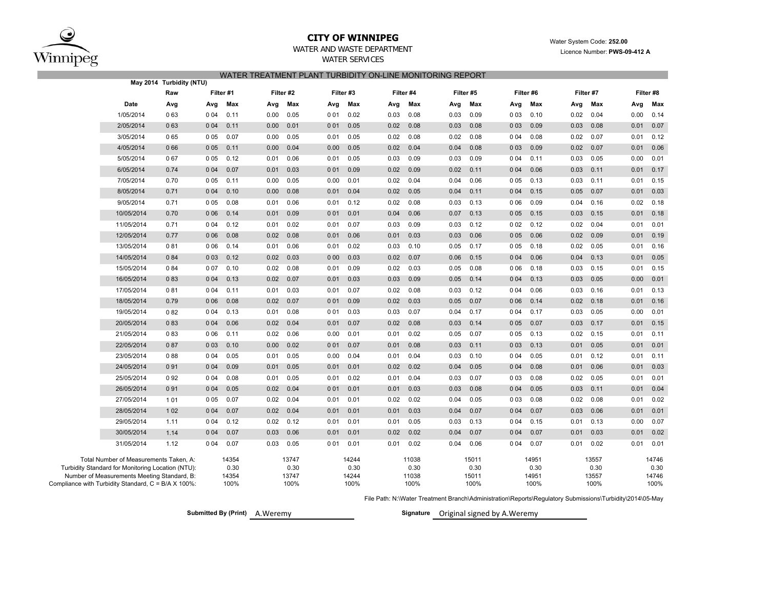**CITY OF WINNIPEG**

WATER AND WASTE DEPARTMENT

WATER SERVICES

Water System Code: **252.00**

Licence Number: **PWS-09-412 A**

WATER TREATMENT PLANT TURBIDITY ON-LINE MONITORING REPORT

**May 2014 Turbidity (NTU)**

| | Raw | Filter #1 | | Filter #2 | | Filter #3 | | Filter #4 | | Filter #5 | | Filter #6 | | Filter #7 | | Filter #8 | |
|---|---|---|---|---|---|---|---|---|---|---|---|---|---|---|---|---|---|
| **Date** | **Avg** | **Avg** | **Max** | **Avg** | **Max** | **Avg** | **Max** | **Avg** | **Max** | **Avg** | **Max** | **Avg** | **Max** | **Avg** | **Max** | **Avg** | **Max** |
| 1/05/2014 | 0 63 | 0 04 | 0.11 | 0.00 | 0.05 | 0 01 | 0.02 | 0.03 | 0.08 | 0.03 | 0.09 | 0 03 | 0.10 | 0.02 | 0.04 | 0.00 | 0.14 |
| 2/05/2014 | 0 63 | 0 04 | 0.11 | 0.00 | 0.01 | 0 01 | 0.05 | 0.02 | 0.08 | 0.03 | 0.08 | 0 03 | 0.09 | 0.03 | 0.08 | 0.01 | 0.07 |
| 3/05/2014 | 0 65 | 0 05 | 0.07 | 0.00 | 0.05 | 0.01 | 0.05 | 0.02 | 0.08 | 0.02 | 0.08 | 0 04 | 0.08 | 0.02 | 0.07 | 0.01 | 0.12 |
| 4/05/2014 | 0 66 | 0 05 | 0.11 | 0.00 | 0.04 | 0.00 | 0.05 | 0.02 | 0.04 | 0.04 | 0.08 | 0 03 | 0.09 | 0.02 | 0.07 | 0.01 | 0.06 |
| 5/05/2014 | 0 67 | 0 05 | 0.12 | 0.01 | 0.06 | 0.01 | 0.05 | 0.03 | 0.09 | 0.03 | 0.09 | 0 04 | 0.11 | 0.03 | 0.05 | 0.00 | 0.01 |
| 6/05/2014 | 0.74 | 0 04 | 0.07 | 0.01 | 0.03 | 0 01 | 0.09 | 0.02 | 0.09 | 0.02 | 0.11 | 0 04 | 0.06 | 0.03 | 0.11 | 0.01 | 0.17 |
| 7/05/2014 | 0.70 | 0 05 | 0.11 | 0.00 | 0.05 | 0.00 | 0.01 | 0.02 | 0.04 | 0.04 | 0.06 | 0 05 | 0.13 | 0.03 | 0.11 | 0.01 | 0.15 |
| 8/05/2014 | 0.71 | 0 04 | 0.10 | 0.00 | 0.08 | 0.01 | 0.04 | 0.02 | 0.05 | 0.04 | 0.11 | 0 04 | 0.15 | 0.05 | 0.07 | 0.01 | 0.03 |
| 9/05/2014 | 0.71 | 0 05 | 0.08 | 0.01 | 0.06 | 0.01 | 0.12 | 0.02 | 0.08 | 0.03 | 0.13 | 0 06 | 0.09 | 0.04 | 0.16 | 0.02 | 0.18 |
| 10/05/2014 | 0.70 | 0 06 | 0.14 | 0.01 | 0.09 | 0 01 | 0.01 | 0.04 | 0.06 | 0.07 | 0.13 | 0 05 | 0.15 | 0.03 | 0.15 | 0.01 | 0.18 |
| 11/05/2014 | 0.71 | 0 04 | 0.12 | 0.01 | 0.02 | 0.01 | 0.07 | 0.03 | 0.09 | 0.03 | 0.12 | 0 02 | 0.12 | 0.02 | 0.04 | 0.01 | 0.01 |
| 12/05/2014 | 0.77 | 0 06 | 0.08 | 0.02 | 0.08 | 0.01 | 0.06 | 0.01 | 0.03 | 0.03 | 0.06 | 0 05 | 0.06 | 0.02 | 0.09 | 0.01 | 0.19 |
| 13/05/2014 | 0 81 | 0 06 | 0.14 | 0.01 | 0.06 | 0.01 | 0.02 | 0.03 | 0.10 | 0.05 | 0.17 | 0 05 | 0.18 | 0.02 | 0.05 | 0.01 | 0.16 |
| 14/05/2014 | 0 84 | 0 03 | 0.12 | 0.02 | 0.03 | 0 00 | 0.03 | 0.02 | 0.07 | 0.06 | 0.15 | 0 04 | 0.06 | 0.04 | 0.13 | 0.01 | 0.05 |
| 15/05/2014 | 0 84 | 0 07 | 0.10 | 0.02 | 0.08 | 0.01 | 0.09 | 0.02 | 0.03 | 0.05 | 0.08 | 0 06 | 0.18 | 0.03 | 0.15 | 0.01 | 0.15 |
| 16/05/2014 | 0 83 | 0 04 | 0.13 | 0.02 | 0.07 | 0.01 | 0.03 | 0.03 | 0.09 | 0.05 | 0.14 | 0 04 | 0.13 | 0.03 | 0.05 | 0.00 | 0.01 |
| 17/05/2014 | 0 81 | 0 04 | 0.11 | 0.01 | 0.03 | 0.01 | 0.07 | 0.02 | 0.08 | 0.03 | 0.12 | 0 04 | 0.06 | 0.03 | 0.16 | 0.01 | 0.13 |
| 18/05/2014 | 0.79 | 0 06 | 0.08 | 0.02 | 0.07 | 0 01 | 0.09 | 0.02 | 0.03 | 0.05 | 0.07 | 0 06 | 0.14 | 0.02 | 0.18 | 0.01 | 0.16 |
| 19/05/2014 | 0 82 | 0 04 | 0.13 | 0.01 | 0.08 | 0 01 | 0.03 | 0.03 | 0.07 | 0.04 | 0.17 | 0 04 | 0.17 | 0.03 | 0.05 | 0.00 | 0.01 |
| 20/05/2014 | 0 83 | 0 04 | 0.06 | 0.02 | 0.04 | 0.01 | 0.07 | 0.02 | 0.08 | 0.03 | 0.14 | 0 05 | 0.07 | 0.03 | 0.17 | 0.01 | 0.15 |
| 21/05/2014 | 0 83 | 0 06 | 0.11 | 0.02 | 0.06 | 0.00 | 0.01 | 0.01 | 0.02 | 0.05 | 0.07 | 0 05 | 0.13 | 0.02 | 0.15 | 0.01 | 0.11 |
| 22/05/2014 | 0 87 | 0 03 | 0.10 | 0.00 | 0.02 | 0 01 | 0.07 | 0.01 | 0.08 | 0.03 | 0.11 | 0 03 | 0.13 | 0.01 | 0.05 | 0.01 | 0.01 |
| 23/05/2014 | 0 88 | 0 04 | 0.05 | 0.01 | 0.05 | 0.00 | 0.04 | 0.01 | 0.04 | 0.03 | 0.10 | 0 04 | 0.05 | 0.01 | 0.12 | 0.01 | 0.11 |
| 24/05/2014 | 0 91 | 0 04 | 0.09 | 0.01 | 0.05 | 0.01 | 0.01 | 0.02 | 0.02 | 0.04 | 0.05 | 0 04 | 0.08 | 0.01 | 0.06 | 0.01 | 0.03 |
| 25/05/2014 | 0 92 | 0 04 | 0.08 | 0.01 | 0.05 | 0.01 | 0.02 | 0.01 | 0.04 | 0.03 | 0.07 | 0 03 | 0.08 | 0.02 | 0.05 | 0.01 | 0.01 |
| 26/05/2014 | 0 91 | 0 04 | 0.05 | 0.02 | 0.04 | 0 01 | 0.01 | 0.01 | 0.03 | 0.03 | 0.08 | 0 04 | 0.05 | 0.03 | 0.11 | 0.01 | 0.04 |
| 27/05/2014 | 1 01 | 0 05 | 0.07 | 0.02 | 0.04 | 0.01 | 0.01 | 0.02 | 0.02 | 0.04 | 0.05 | 0 03 | 0.08 | 0.02 | 0.08 | 0.01 | 0.02 |
| 28/05/2014 | 1 02 | 0 04 | 0.07 | 0.02 | 0.04 | 0.01 | 0.01 | 0.01 | 0.03 | 0.04 | 0.07 | 0 04 | 0.07 | 0.03 | 0.06 | 0.01 | 0.01 |
| 29/05/2014 | 1.11 | 0 04 | 0.12 | 0.02 | 0.12 | 0.01 | 0.01 | 0.01 | 0.05 | 0.03 | 0.13 | 0 04 | 0.15 | 0.01 | 0.13 | 0.00 | 0.07 |
| 30/05/2014 | 1.14 | 0 04 | 0.07 | 0.03 | 0.06 | 0.01 | 0.01 | 0.02 | 0.02 | 0.04 | 0.07 | 0 04 | 0.07 | 0.01 | 0.03 | 0.01 | 0.02 |
| 31/05/2014 | 1.12 | 0 04 | 0.07 | 0.03 | 0.05 | 0 01 | 0.01 | 0.01 | 0.02 | 0.04 | 0.06 | 0 04 | 0.07 | 0.01 | 0.02 | 0.01 | 0.01 |
| Total Number of Measurements Taken, A: | | | 14354 | | 13747 | | 14244 | | 11038 | | 15011 | | 14951 | | 13557 | | 14746 |
| Turbidity Standard for Monitoring Location (NTU): | | | 0.30 | | 0.30 | | 0.30 | | 0.30 | | 0.30 | | 0.30 | | 0.30 | | 0.30 |
| Number of Measurements Meeting Standard, B: | | | 14354 | | 13747 | | 14244 | | 11038 | | 15011 | | 14951 | | 13557 | | 14746 |
| Compliance with Turbidity Standard, C = B/A X 100%: | | | 100% | | 100% | | 100% | | 100% | | 100% | | 100% | | 100% | | 100% |

File Path: N:\Water Treatment Branch\Administration\Reports\Regulatory Submissions\Turbidity\2014\05-May

**Submitted By (Print)** A.Weremy

**Signature** Original signed by A.Weremy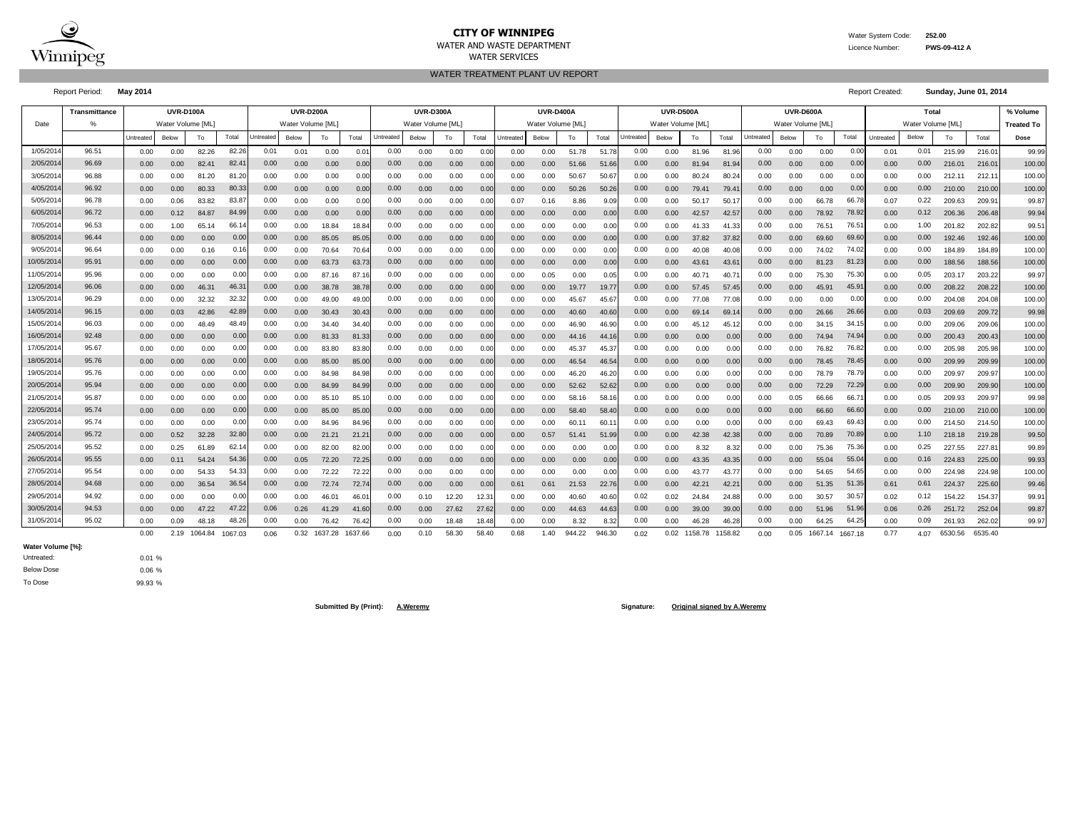**CITY OF WINNIPEG**
WATER AND WASTE DEPARTMENT
WATER SERVICES

Water System Code: **252.00**
Licence Number: **PWS-09-412 A**

WATER TREATMENT PLANT UV REPORT

Report Period: **May 2014**

Report Created: **Sunday, June 01, 2014**

| Date | Transmittance | UVR-D100A | | | | UVR-D200A | | | | UVR-D300A | | | | UVR-D400A | | | | UVR-D500A | | | | UVR-D600A | | | | Total | | | | % Volume |
|---|---|---|---|---|---|---|---|---|---|---|---|---|---|---|---|---|---|---|---|---|---|---|---|---|---|---|---|---|---|---|
| | % | Water Volume [ML] | | | | Water Volume [ML] | | | | Water Volume [ML] | | | | Water Volume [ML] | | | | Water Volume [ML] | | | | Water Volume [ML] | | | | Water Volume [ML] | | | | Treated To |
| | | Untreated | Below | To | Total | Untreated | Below | To | Total | Untreated | Below | To | Total | Untreated | Below | To | Total | Untreated | Below | To | Total | Untreated | Below | To | Total | Untreated | Below | To | Total | Dose |
| 1/05/2014 | 96.51 | 0.00 | 0.00 | 82.26 | 82.26 | 0.01 | 0.01 | 0.00 | 0.01 | 0.00 | 0.00 | 0.00 | 0.00 | 0.00 | 0.00 | 51.78 | 51.78 | 0.00 | 0.00 | 81.96 | 81.96 | 0.00 | 0.00 | 0.00 | 0.00 | 0.01 | 0.01 | 215.99 | 216.01 | 99.99 |
| 2/05/2014 | 96.69 | 0.00 | 0.00 | 82.41 | 82.41 | 0.00 | 0.00 | 0.00 | 0.00 | 0.00 | 0.00 | 0.00 | 0.00 | 0.00 | 0.00 | 51.66 | 51.66 | 0.00 | 0.00 | 81.94 | 81.94 | 0.00 | 0.00 | 0.00 | 0.00 | 0.00 | 0.00 | 216.01 | 216.01 | 100.00 |
| 3/05/2014 | 96.88 | 0.00 | 0.00 | 81.20 | 81.20 | 0.00 | 0.00 | 0.00 | 0.00 | 0.00 | 0.00 | 0.00 | 0.00 | 0.00 | 0.00 | 50.67 | 50.67 | 0.00 | 0.00 | 80.24 | 80.24 | 0.00 | 0.00 | 0.00 | 0.00 | 0.00 | 0.00 | 212.11 | 212.11 | 100.00 |
| 4/05/2014 | 96.92 | 0.00 | 0.00 | 80.33 | 80.33 | 0.00 | 0.00 | 0.00 | 0.00 | 0.00 | 0.00 | 0.00 | 0.00 | 0.00 | 0.00 | 50.26 | 50.26 | 0.00 | 0.00 | 79.41 | 79.41 | 0.00 | 0.00 | 0.00 | 0.00 | 0.00 | 0.00 | 210.00 | 210.00 | 100.00 |
| 5/05/2014 | 96.78 | 0.00 | 0.06 | 83.82 | 83.87 | 0.00 | 0.00 | 0.00 | 0.00 | 0.00 | 0.00 | 0.00 | 0.00 | 0.07 | 0.16 | 8.86 | 9.09 | 0.00 | 0.00 | 50.17 | 50.17 | 0.00 | 0.00 | 66.78 | 66.78 | 0.07 | 0.22 | 209.63 | 209.91 | 99.87 |
| 6/05/2014 | 96.72 | 0.00 | 0.12 | 84.87 | 84.99 | 0.00 | 0.00 | 0.00 | 0.00 | 0.00 | 0.00 | 0.00 | 0.00 | 0.00 | 0.00 | 0.00 | 0.00 | 0.00 | 0.00 | 42.57 | 42.57 | 0.00 | 0.00 | 78.92 | 78.92 | 0.00 | 0.12 | 206.36 | 206.48 | 99.94 |
| 7/05/2014 | 96.53 | 0.00 | 1.00 | 65.14 | 66.14 | 0.00 | 0.00 | 18.84 | 18.84 | 0.00 | 0.00 | 0.00 | 0.00 | 0.00 | 0.00 | 0.00 | 0.00 | 0.00 | 0.00 | 41.33 | 41.33 | 0.00 | 0.00 | 76.51 | 76.51 | 0.00 | 1.00 | 201.82 | 202.82 | 99.51 |
| 8/05/2014 | 96.44 | 0.00 | 0.00 | 0.00 | 0.00 | 0.00 | 0.00 | 85.05 | 85.05 | 0.00 | 0.00 | 0.00 | 0.00 | 0.00 | 0.00 | 0.00 | 0.00 | 0.00 | 0.00 | 37.82 | 37.82 | 0.00 | 0.00 | 69.60 | 69.60 | 0.00 | 0.00 | 192.46 | 192.46 | 100.00 |
| 9/05/2014 | 96.64 | 0.00 | 0.00 | 0.16 | 0.16 | 0.00 | 0.00 | 70.64 | 70.64 | 0.00 | 0.00 | 0.00 | 0.00 | 0.00 | 0.00 | 0.00 | 0.00 | 0.00 | 0.00 | 40.08 | 40.08 | 0.00 | 0.00 | 74.02 | 74.02 | 0.00 | 0.00 | 184.89 | 184.89 | 100.00 |
| 10/05/2014 | 95.91 | 0.00 | 0.00 | 0.00 | 0.00 | 0.00 | 0.00 | 63.73 | 63.73 | 0.00 | 0.00 | 0.00 | 0.00 | 0.00 | 0.00 | 0.00 | 0.00 | 0.00 | 0.00 | 43.61 | 43.61 | 0.00 | 0.00 | 81.23 | 81.23 | 0.00 | 0.00 | 188.56 | 188.56 | 100.00 |
| 11/05/2014 | 95.96 | 0.00 | 0.00 | 0.00 | 0.00 | 0.00 | 0.00 | 87.16 | 87.16 | 0.00 | 0.00 | 0.00 | 0.00 | 0.00 | 0.05 | 0.00 | 0.05 | 0.00 | 0.00 | 40.71 | 40.71 | 0.00 | 0.00 | 75.30 | 75.30 | 0.00 | 0.05 | 203.17 | 203.22 | 99.97 |
| 12/05/2014 | 96.06 | 0.00 | 0.00 | 46.31 | 46.31 | 0.00 | 0.00 | 38.78 | 38.78 | 0.00 | 0.00 | 0.00 | 0.00 | 0.00 | 0.00 | 19.77 | 19.77 | 0.00 | 0.00 | 57.45 | 57.45 | 0.00 | 0.00 | 45.91 | 45.91 | 0.00 | 0.00 | 208.22 | 208.22 | 100.00 |
| 13/05/2014 | 96.29 | 0.00 | 0.00 | 32.32 | 32.32 | 0.00 | 0.00 | 49.00 | 49.00 | 0.00 | 0.00 | 0.00 | 0.00 | 0.00 | 0.00 | 45.67 | 45.67 | 0.00 | 0.00 | 77.08 | 77.08 | 0.00 | 0.00 | 0.00 | 0.00 | 0.00 | 0.00 | 204.08 | 204.08 | 100.00 |
| 14/05/2014 | 96.15 | 0.00 | 0.03 | 42.86 | 42.89 | 0.00 | 0.00 | 30.43 | 30.43 | 0.00 | 0.00 | 0.00 | 0.00 | 0.00 | 0.00 | 40.60 | 40.60 | 0.00 | 0.00 | 69.14 | 69.14 | 0.00 | 0.00 | 26.66 | 26.66 | 0.00 | 0.03 | 209.69 | 209.72 | 99.98 |
| 15/05/2014 | 96.03 | 0.00 | 0.00 | 48.49 | 48.49 | 0.00 | 0.00 | 34.40 | 34.40 | 0.00 | 0.00 | 0.00 | 0.00 | 0.00 | 0.00 | 46.90 | 46.90 | 0.00 | 0.00 | 45.12 | 45.12 | 0.00 | 0.00 | 34.15 | 34.15 | 0.00 | 0.00 | 209.06 | 209.06 | 100.00 |
| 16/05/2014 | 92.48 | 0.00 | 0.00 | 0.00 | 0.00 | 0.00 | 0.00 | 81.33 | 81.33 | 0.00 | 0.00 | 0.00 | 0.00 | 0.00 | 0.00 | 44.16 | 44.16 | 0.00 | 0.00 | 0.00 | 0.00 | 0.00 | 0.00 | 74.94 | 74.94 | 0.00 | 0.00 | 200.43 | 200.43 | 100.00 |
| 17/05/2014 | 95.67 | 0.00 | 0.00 | 0.00 | 0.00 | 0.00 | 0.00 | 83.80 | 83.80 | 0.00 | 0.00 | 0.00 | 0.00 | 0.00 | 0.00 | 45.37 | 45.37 | 0.00 | 0.00 | 0.00 | 0.00 | 0.00 | 0.00 | 76.82 | 76.82 | 0.00 | 0.00 | 205.98 | 205.98 | 100.00 |
| 18/05/2014 | 95.76 | 0.00 | 0.00 | 0.00 | 0.00 | 0.00 | 0.00 | 85.00 | 85.00 | 0.00 | 0.00 | 0.00 | 0.00 | 0.00 | 0.00 | 46.54 | 46.54 | 0.00 | 0.00 | 0.00 | 0.00 | 0.00 | 0.00 | 78.45 | 78.45 | 0.00 | 0.00 | 209.99 | 209.99 | 100.00 |
| 19/05/2014 | 95.76 | 0.00 | 0.00 | 0.00 | 0.00 | 0.00 | 0.00 | 84.98 | 84.98 | 0.00 | 0.00 | 0.00 | 0.00 | 0.00 | 0.00 | 46.20 | 46.20 | 0.00 | 0.00 | 0.00 | 0.00 | 0.00 | 0.00 | 78.79 | 78.79 | 0.00 | 0.00 | 209.97 | 209.97 | 100.00 |
| 20/05/2014 | 95.94 | 0.00 | 0.00 | 0.00 | 0.00 | 0.00 | 0.00 | 84.99 | 84.99 | 0.00 | 0.00 | 0.00 | 0.00 | 0.00 | 0.00 | 52.62 | 52.62 | 0.00 | 0.00 | 0.00 | 0.00 | 0.00 | 0.00 | 72.29 | 72.29 | 0.00 | 0.00 | 209.90 | 209.90 | 100.00 |
| 21/05/2014 | 95.87 | 0.00 | 0.00 | 0.00 | 0.00 | 0.00 | 0.00 | 85.10 | 85.10 | 0.00 | 0.00 | 0.00 | 0.00 | 0.00 | 0.00 | 58.16 | 58.16 | 0.00 | 0.00 | 0.00 | 0.00 | 0.00 | 0.05 | 66.66 | 66.71 | 0.00 | 0.05 | 209.93 | 209.97 | 99.98 |
| 22/05/2014 | 95.74 | 0.00 | 0.00 | 0.00 | 0.00 | 0.00 | 0.00 | 85.00 | 85.00 | 0.00 | 0.00 | 0.00 | 0.00 | 0.00 | 0.00 | 58.40 | 58.40 | 0.00 | 0.00 | 0.00 | 0.00 | 0.00 | 0.00 | 66.60 | 66.60 | 0.00 | 0.00 | 210.00 | 210.00 | 100.00 |
| 23/05/2014 | 95.74 | 0.00 | 0.00 | 0.00 | 0.00 | 0.00 | 0.00 | 84.96 | 84.96 | 0.00 | 0.00 | 0.00 | 0.00 | 0.00 | 0.00 | 60.11 | 60.11 | 0.00 | 0.00 | 0.00 | 0.00 | 0.00 | 0.00 | 69.43 | 69.43 | 0.00 | 0.00 | 214.50 | 214.50 | 100.00 |
| 24/05/2014 | 95.72 | 0.00 | 0.52 | 32.28 | 32.80 | 0.00 | 0.00 | 21.21 | 21.21 | 0.00 | 0.00 | 0.00 | 0.00 | 0.00 | 0.57 | 51.41 | 51.99 | 0.00 | 0.00 | 42.38 | 42.38 | 0.00 | 0.00 | 70.89 | 70.89 | 0.00 | 1.10 | 218.18 | 219.28 | 99.50 |
| 25/05/2014 | 95.52 | 0.00 | 0.25 | 61.89 | 62.14 | 0.00 | 0.00 | 82.00 | 82.00 | 0.00 | 0.00 | 0.00 | 0.00 | 0.00 | 0.00 | 0.00 | 0.00 | 0.00 | 0.00 | 8.32 | 8.32 | 0.00 | 0.00 | 75.36 | 75.36 | 0.00 | 0.25 | 227.55 | 227.81 | 99.89 |
| 26/05/2014 | 95.55 | 0.00 | 0.11 | 54.24 | 54.36 | 0.00 | 0.05 | 72.20 | 72.25 | 0.00 | 0.00 | 0.00 | 0.00 | 0.00 | 0.00 | 0.00 | 0.00 | 0.00 | 0.00 | 43.35 | 43.35 | 0.00 | 0.00 | 55.04 | 55.04 | 0.00 | 0.16 | 224.83 | 225.00 | 99.93 |
| 27/05/2014 | 95.54 | 0.00 | 0.00 | 54.33 | 54.33 | 0.00 | 0.00 | 72.22 | 72.22 | 0.00 | 0.00 | 0.00 | 0.00 | 0.00 | 0.00 | 0.00 | 0.00 | 0.00 | 0.00 | 43.77 | 43.77 | 0.00 | 0.00 | 54.65 | 54.65 | 0.00 | 0.00 | 224.98 | 224.98 | 100.00 |
| 28/05/2014 | 94.68 | 0.00 | 0.00 | 36.54 | 36.54 | 0.00 | 0.00 | 72.74 | 72.74 | 0.00 | 0.00 | 0.00 | 0.00 | 0.61 | 0.61 | 21.53 | 22.76 | 0.00 | 0.00 | 42.21 | 42.21 | 0.00 | 0.00 | 51.35 | 51.35 | 0.61 | 0.61 | 224.37 | 225.60 | 99.46 |
| 29/05/2014 | 94.92 | 0.00 | 0.00 | 0.00 | 0.00 | 0.00 | 0.00 | 46.01 | 46.01 | 0.00 | 0.10 | 12.20 | 12.31 | 0.00 | 0.00 | 40.60 | 40.60 | 0.02 | 0.02 | 24.84 | 24.88 | 0.00 | 0.00 | 30.57 | 30.57 | 0.02 | 0.12 | 154.22 | 154.37 | 99.91 |
| 30/05/2014 | 94.53 | 0.00 | 0.00 | 47.22 | 47.22 | 0.06 | 0.26 | 41.29 | 41.60 | 0.00 | 0.00 | 27.62 | 27.62 | 0.00 | 0.00 | 44.63 | 44.63 | 0.00 | 0.00 | 39.00 | 39.00 | 0.00 | 0.00 | 51.96 | 51.96 | 0.06 | 0.26 | 251.72 | 252.04 | 99.87 |
| 31/05/2014 | 95.02 | 0.00 | 0.09 | 48.18 | 48.26 | 0.00 | 0.00 | 76.42 | 76.42 | 0.00 | 0.00 | 18.48 | 18.48 | 0.00 | 0.00 | 8.32 | 8.32 | 0.00 | 0.00 | 46.28 | 46.28 | 0.00 | 0.00 | 64.25 | 64.25 | 0.00 | 0.09 | 261.93 | 262.02 | 99.97 |
| | | 0.00 | 2.19 | 1064.84 | 1067.03 | 0.06 | 0.32 | 1637.28 | 1637.66 | 0.00 | 0.10 | 58.30 | 58.40 | 0.68 | 1.40 | 944.22 | 946.30 | 0.02 | 0.02 | 1158.78 | 1158.82 | 0.00 | 0.05 | 1667.14 | 1667.18 | 0.77 | 4.07 | 6530.56 | 6535.40 | |

**Water Volume [%]:**

Untreated: 0.01 %
Below Dose 0.06 %
To Dose 99.93 %

**Submitted By (Print):** **A.Weremy**

**Signature:** **Original signed by A.Weremy**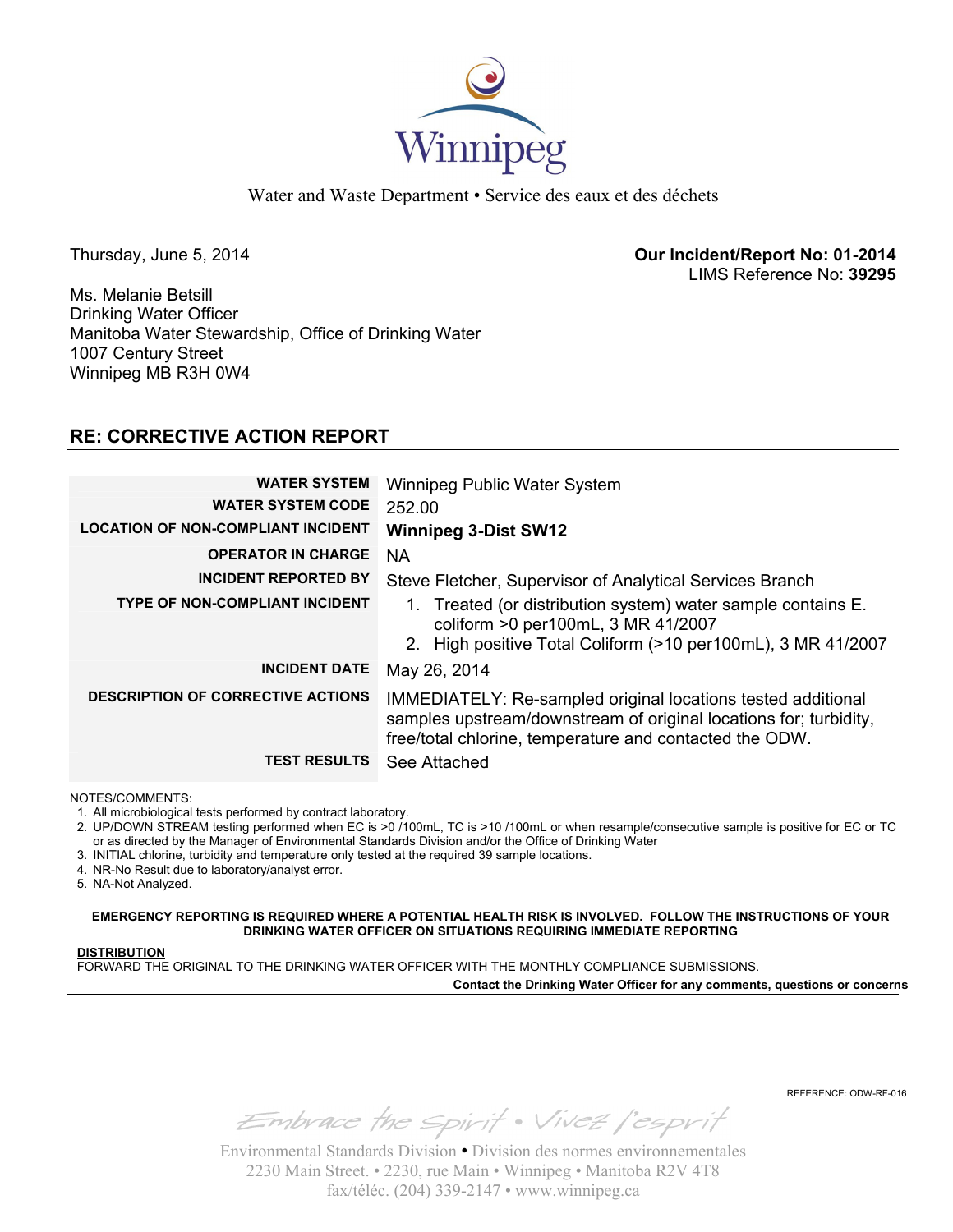Winnipeg

Water and Waste Department • Service des eaux et des déchets

Thursday, June 5, 2014

**Our Incident/Report No: 01-2014**
LIMS Reference No: **39295**

Ms. Melanie Betsill
Drinking Water Officer
Manitoba Water Stewardship, Office of Drinking Water
1007 Century Street
Winnipeg MB R3H 0W4

## RE: CORRECTIVE ACTION REPORT

| | |
|---|---|
| **WATER SYSTEM** | Winnipeg Public Water System |
| **WATER SYSTEM CODE** | 252.00 |
| **LOCATION OF NON-COMPLIANT INCIDENT** | **Winnipeg 3-Dist SW12** |
| **OPERATOR IN CHARGE** | NA |
| **INCIDENT REPORTED BY** | Steve Fletcher, Supervisor of Analytical Services Branch |
| **TYPE OF NON-COMPLIANT INCIDENT** | 1. Treated (or distribution system) water sample contains E. coliform >0 per100mL, 3 MR 41/2007<br>2. High positive Total Coliform (>10 per100mL), 3 MR 41/2007 |
| **INCIDENT DATE** | May 26, 2014 |
| **DESCRIPTION OF CORRECTIVE ACTIONS** | IMMEDIATELY: Re-sampled original locations tested additional samples upstream/downstream of original locations for; turbidity, free/total chlorine, temperature and contacted the ODW. |
| **TEST RESULTS** | See Attached |

NOTES/COMMENTS:

1. All microbiological tests performed by contract laboratory.
2. UP/DOWN STREAM testing performed when EC is >0 /100mL, TC is >10 /100mL or when resample/consecutive sample is positive for EC or TC or as directed by the Manager of Environmental Standards Division and/or the Office of Drinking Water
3. INITIAL chlorine, turbidity and temperature only tested at the required 39 sample locations.
4. NR-No Result due to laboratory/analyst error.
5. NA-Not Analyzed.

**EMERGENCY REPORTING IS REQUIRED WHERE A POTENTIAL HEALTH RISK IS INVOLVED. FOLLOW THE INSTRUCTIONS OF YOUR DRINKING WATER OFFICER ON SITUATIONS REQUIRING IMMEDIATE REPORTING**

**DISTRIBUTION**
FORWARD THE ORIGINAL TO THE DRINKING WATER OFFICER WITH THE MONTHLY COMPLIANCE SUBMISSIONS.

**Contact the Drinking Water Officer for any comments, questions or concerns**

REFERENCE: ODW-RF-016

Embrace the Spirit • Vivez l'esprit

Environmental Standards Division • Division des normes environnementales
2230 Main Street. • 2230, rue Main • Winnipeg • Manitoba R2V 4T8
fax/téléc. (204) 339-2147 • www.winnipeg.ca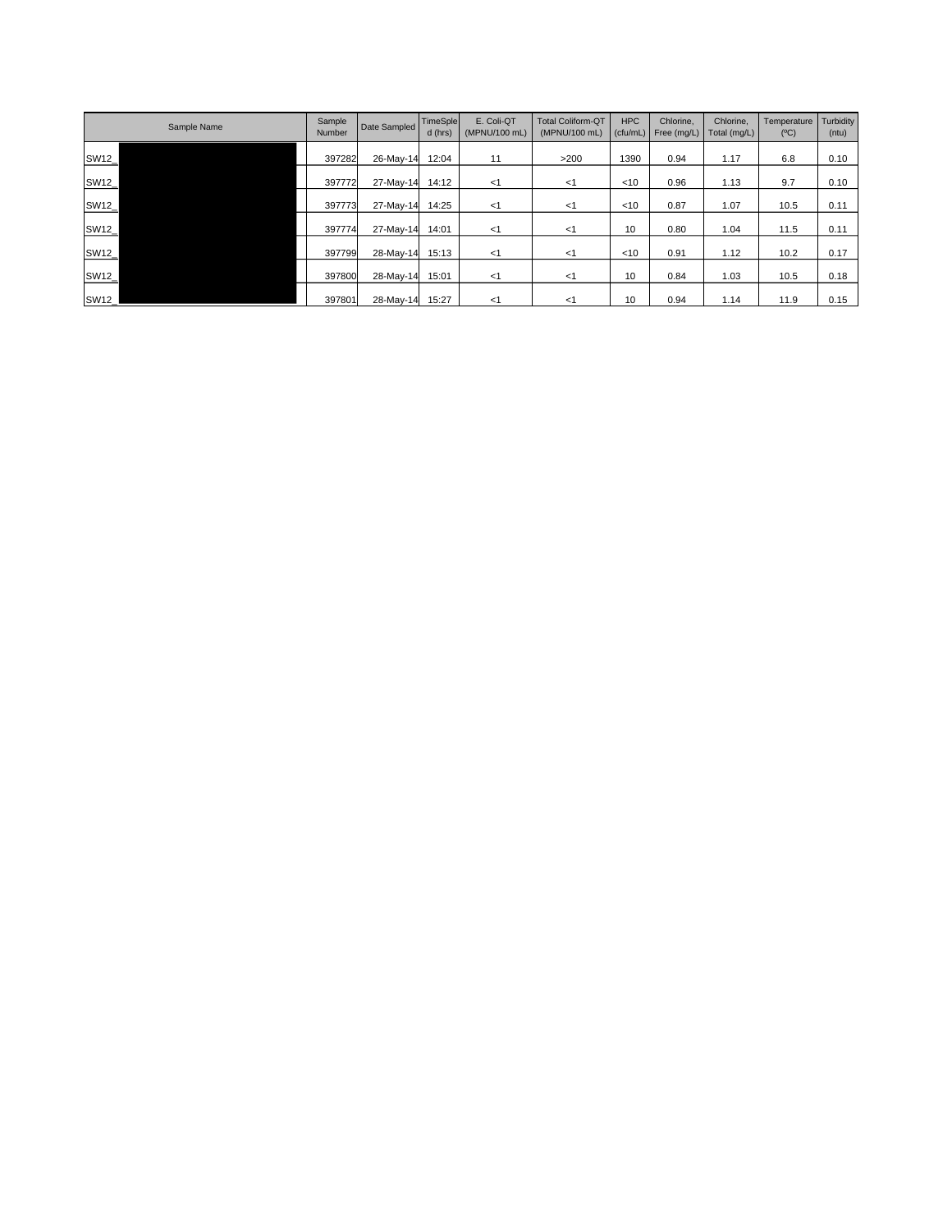| Sample Name | Sample Number | Date Sampled | TimeSpled (hrs) | E. Coli-QT (MPNU/100 mL) | Total Coliform-QT (MPNU/100 mL) | HPC (cfu/mL) | Chlorine, Free (mg/L) | Chlorine, Total (mg/L) | Temperature (ºC) | Turbidity (ntu) |
|---|---|---|---|---|---|---|---|---|---|---|
| SW12_ | 397282 | 26-May-14 | 12:04 | 11 | >200 | 1390 | 0.94 | 1.17 | 6.8 | 0.10 |
| SW12_ | 397772 | 27-May-14 | 14:12 | <1 | <1 | <10 | 0.96 | 1.13 | 9.7 | 0.10 |
| SW12_ | 397773 | 27-May-14 | 14:25 | <1 | <1 | <10 | 0.87 | 1.07 | 10.5 | 0.11 |
| SW12_ | 397774 | 27-May-14 | 14:01 | <1 | <1 | 10 | 0.80 | 1.04 | 11.5 | 0.11 |
| SW12_ | 397799 | 28-May-14 | 15:13 | <1 | <1 | <10 | 0.91 | 1.12 | 10.2 | 0.17 |
| SW12_ | 397800 | 28-May-14 | 15:01 | <1 | <1 | 10 | 0.84 | 1.03 | 10.5 | 0.18 |
| SW12_ | 397801 | 28-May-14 | 15:27 | <1 | <1 | 10 | 0.94 | 1.14 | 11.9 | 0.15 |